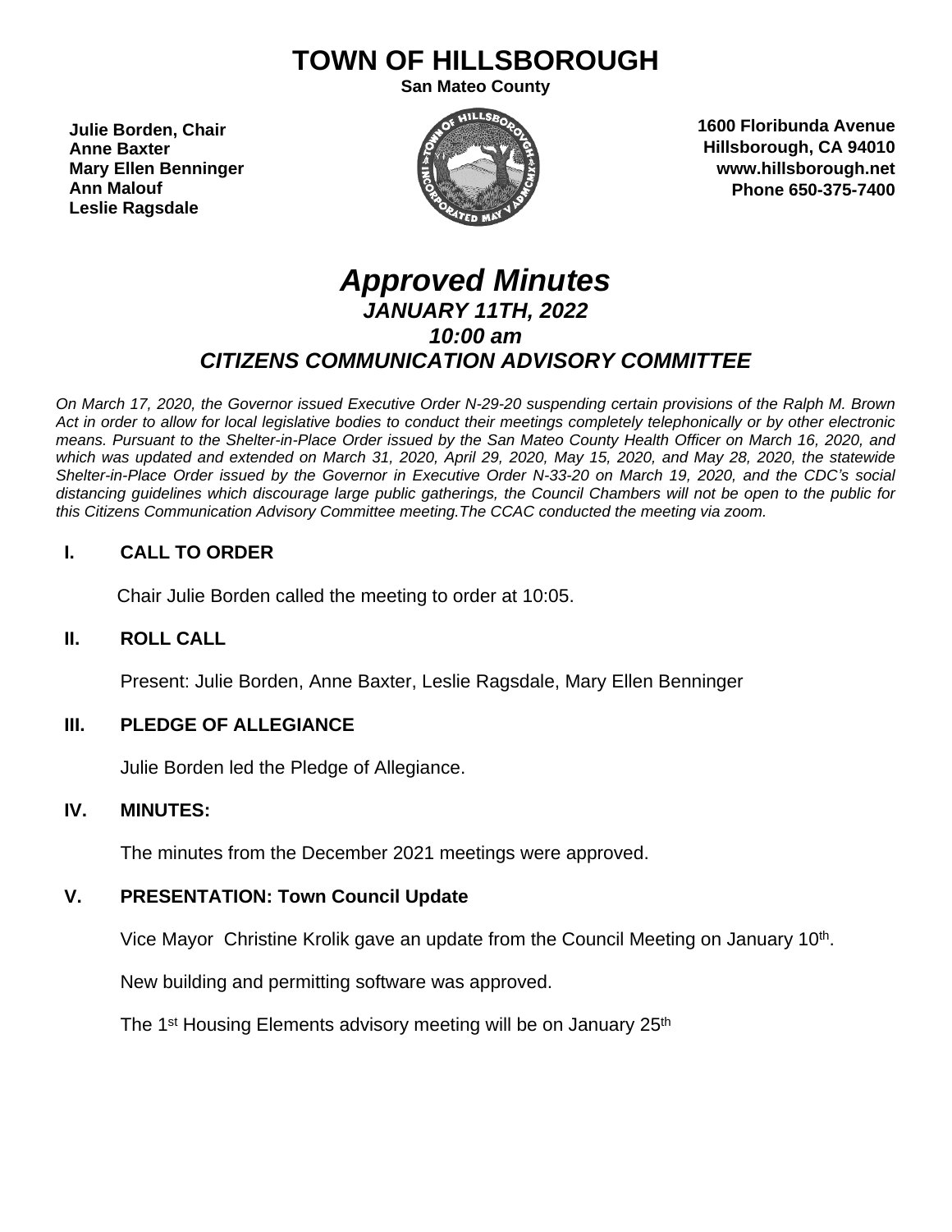# TOWN OF HILLSBOROUGH

**San Mateo County**

**Julie Borden, Chair**
**Anne Baxter**
**Mary Ellen Benninger**
**Ann Malouf**
**Leslie Ragsdale**

**1600 Floribunda Avenue**
**Hillsborough, CA 94010**
**www.hillsborough.net**
**Phone 650-375-7400**

# *Approved Minutes*

## *JANUARY 11TH, 2022*

## *10:00 am*

## *CITIZENS COMMUNICATION ADVISORY COMMITTEE*

*On March 17, 2020, the Governor issued Executive Order N-29-20 suspending certain provisions of the Ralph M. Brown Act in order to allow for local legislative bodies to conduct their meetings completely telephonically or by other electronic means. Pursuant to the Shelter-in-Place Order issued by the San Mateo County Health Officer on March 16, 2020, and which was updated and extended on March 31, 2020, April 29, 2020, May 15, 2020, and May 28, 2020, the statewide Shelter-in-Place Order issued by the Governor in Executive Order N-33-20 on March 19, 2020, and the CDC's social distancing guidelines which discourage large public gatherings, the Council Chambers will not be open to the public for this Citizens Communication Advisory Committee meeting.The CCAC conducted the meeting via zoom.*

### I. CALL TO ORDER

Chair Julie Borden called the meeting to order at 10:05.

### II. ROLL CALL

Present: Julie Borden, Anne Baxter, Leslie Ragsdale, Mary Ellen Benninger

### III. PLEDGE OF ALLEGIANCE

Julie Borden led the Pledge of Allegiance.

### IV. MINUTES:

The minutes from the December 2021 meetings were approved.

### V. PRESENTATION: Town Council Update

Vice Mayor Christine Krolik gave an update from the Council Meeting on January 10th.

New building and permitting software was approved.

The 1st Housing Elements advisory meeting will be on January 25th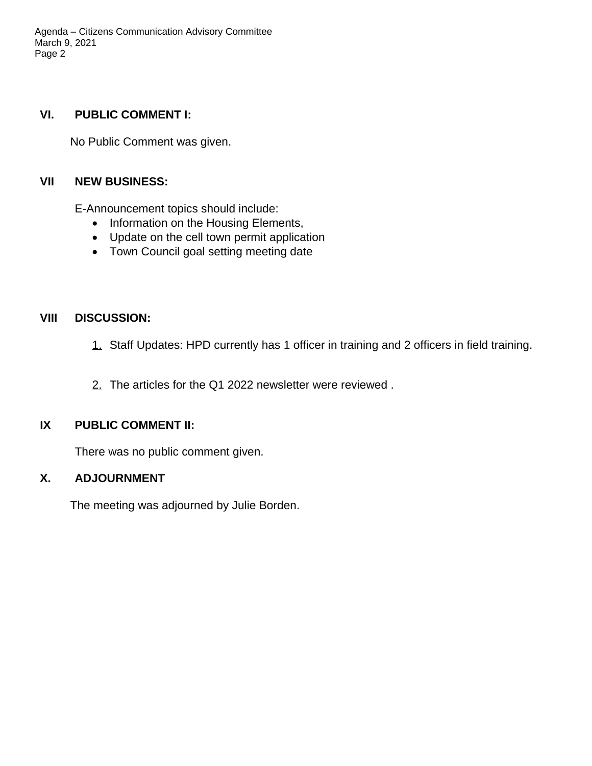## VI. PUBLIC COMMENT I:

No Public Comment was given.

## VII NEW BUSINESS:

E-Announcement topics should include:

- Information on the Housing Elements,
- Update on the cell town permit application
- Town Council goal setting meeting date

## VIII DISCUSSION:

1. Staff Updates: HPD currently has 1 officer in training and 2 officers in field training.

2. The articles for the Q1 2022 newsletter were reviewed .

## IX PUBLIC COMMENT II:

There was no public comment given.

## X. ADJOURNMENT

The meeting was adjourned by Julie Borden.